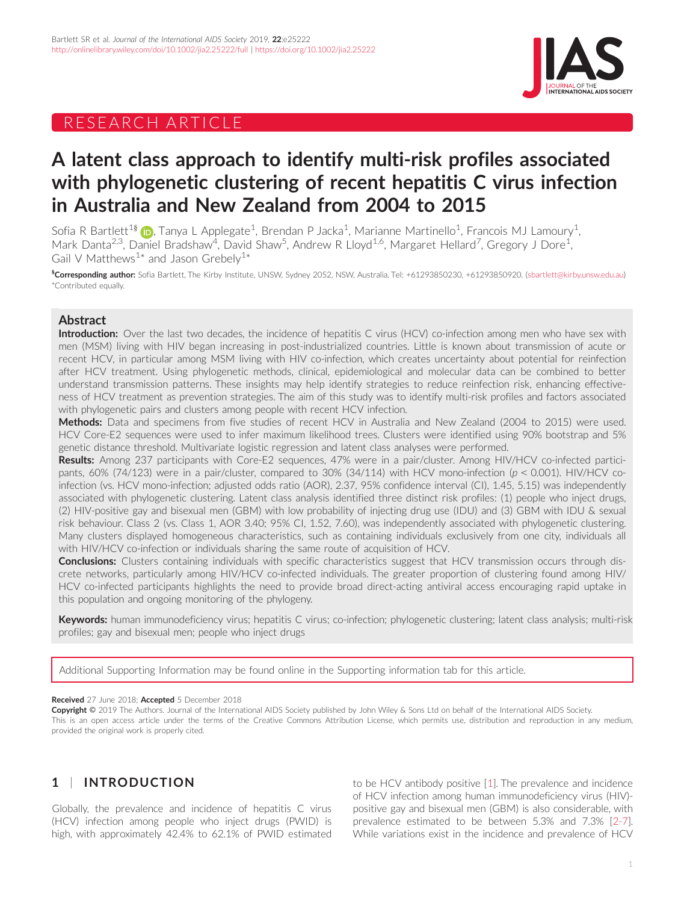RESEARCH ARTICLE

# A latent class approach to identify multi-risk profiles associated with phylogenetic clustering of recent hepatitis C virus infection in Australia and New Zealand from 2004 to 2015

Sofia R Bartlett[1§], Tanya L Applegate[1], Brendan P Jacka[1], Marianne Martinello[1], Francois MJ Lamoury[1], Mark Danta[2,3], Daniel Bradshaw[4], David Shaw[5], Andrew R Lloyd[1,6], Margaret Hellard[7], Gregory J Dore[1], Gail V Matthews[1*] and Jason Grebely[1*]

[§]**Corresponding author:** Sofia Bartlett, The Kirby Institute, UNSW, Sydney 2052, NSW, Australia. Tel: +61293850230, +61293850920. (sbartlett@kirby.unsw.edu.au)
*Contributed equally.

## Abstract

**Introduction:** Over the last two decades, the incidence of hepatitis C virus (HCV) co-infection among men who have sex with men (MSM) living with HIV began increasing in post-industrialized countries. Little is known about transmission of acute or recent HCV, in particular among MSM living with HIV co-infection, which creates uncertainty about potential for reinfection after HCV treatment. Using phylogenetic methods, clinical, epidemiological and molecular data can be combined to better understand transmission patterns. These insights may help identify strategies to reduce reinfection risk, enhancing effectiveness of HCV treatment as prevention strategies. The aim of this study was to identify multi-risk profiles and factors associated with phylogenetic pairs and clusters among people with recent HCV infection.

**Methods:** Data and specimens from five studies of recent HCV in Australia and New Zealand (2004 to 2015) were used. HCV Core-E2 sequences were used to infer maximum likelihood trees. Clusters were identified using 90% bootstrap and 5% genetic distance threshold. Multivariate logistic regression and latent class analyses were performed.

**Results:** Among 237 participants with Core-E2 sequences, 47% were in a pair/cluster. Among HIV/HCV co-infected participants, 60% (74/123) were in a pair/cluster, compared to 30% (34/114) with HCV mono-infection ($p < 0.001$). HIV/HCV co-infection (vs. HCV mono-infection; adjusted odds ratio (AOR), 2.37, 95% confidence interval (CI), 1.45, 5.15) was independently associated with phylogenetic clustering. Latent class analysis identified three distinct risk profiles: (1) people who inject drugs, (2) HIV-positive gay and bisexual men (GBM) with low probability of injecting drug use (IDU) and (3) GBM with IDU & sexual risk behaviour. Class 2 (vs. Class 1, AOR 3.40; 95% CI, 1.52, 7.60), was independently associated with phylogenetic clustering. Many clusters displayed homogeneous characteristics, such as containing individuals exclusively from one city, individuals all with HIV/HCV co-infection or individuals sharing the same route of acquisition of HCV.

**Conclusions:** Clusters containing individuals with specific characteristics suggest that HCV transmission occurs through discrete networks, particularly among HIV/HCV co-infected individuals. The greater proportion of clustering found among HIV/HCV co-infected participants highlights the need to provide broad direct-acting antiviral access encouraging rapid uptake in this population and ongoing monitoring of the phylogeny.

**Keywords:** human immunodeficiency virus; hepatitis C virus; co-infection; phylogenetic clustering; latent class analysis; multi-risk profiles; gay and bisexual men; people who inject drugs

Additional Supporting Information may be found online in the Supporting information tab for this article.

**Received** 27 June 2018; **Accepted** 5 December 2018

**Copyright** © 2019 The Authors. Journal of the International AIDS Society published by John Wiley & Sons Ltd on behalf of the International AIDS Society.
This is an open access article under the terms of the Creative Commons Attribution License, which permits use, distribution and reproduction in any medium, provided the original work is properly cited.

## 1 | INTRODUCTION

Globally, the prevalence and incidence of hepatitis C virus (HCV) infection among people who inject drugs (PWID) is high, with approximately 42.4% to 62.1% of PWID estimated to be HCV antibody positive [1]. The prevalence and incidence of HCV infection among human immunodeficiency virus (HIV)-positive gay and bisexual men (GBM) is also considerable, with prevalence estimated to be between 5.3% and 7.3% [2-7]. While variations exist in the incidence and prevalence of HCV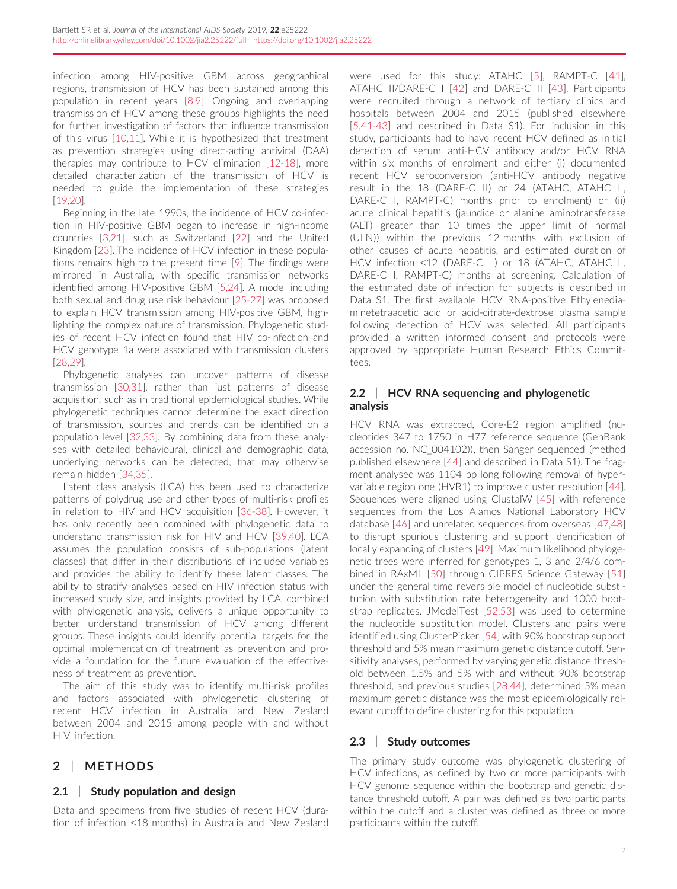infection among HIV-positive GBM across geographical regions, transmission of HCV has been sustained among this population in recent years [8,9]. Ongoing and overlapping transmission of HCV among these groups highlights the need for further investigation of factors that influence transmission of this virus [10,11]. While it is hypothesized that treatment as prevention strategies using direct-acting antiviral (DAA) therapies may contribute to HCV elimination [12-18], more detailed characterization of the transmission of HCV is needed to guide the implementation of these strategies [19,20].

Beginning in the late 1990s, the incidence of HCV co-infection in HIV-positive GBM began to increase in high-income countries [3,21], such as Switzerland [22] and the United Kingdom [23]. The incidence of HCV infection in these populations remains high to the present time [9]. The findings were mirrored in Australia, with specific transmission networks identified among HIV-positive GBM [5,24]. A model including both sexual and drug use risk behaviour [25-27] was proposed to explain HCV transmission among HIV-positive GBM, highlighting the complex nature of transmission. Phylogenetic studies of recent HCV infection found that HIV co-infection and HCV genotype 1a were associated with transmission clusters [28,29].

Phylogenetic analyses can uncover patterns of disease transmission [30,31], rather than just patterns of disease acquisition, such as in traditional epidemiological studies. While phylogenetic techniques cannot determine the exact direction of transmission, sources and trends can be identified on a population level [32,33]. By combining data from these analyses with detailed behavioural, clinical and demographic data, underlying networks can be detected, that may otherwise remain hidden [34,35].

Latent class analysis (LCA) has been used to characterize patterns of polydrug use and other types of multi-risk profiles in relation to HIV and HCV acquisition [36-38]. However, it has only recently been combined with phylogenetic data to understand transmission risk for HIV and HCV [39,40]. LCA assumes the population consists of sub-populations (latent classes) that differ in their distributions of included variables and provides the ability to identify these latent classes. The ability to stratify analyses based on HIV infection status with increased study size, and insights provided by LCA, combined with phylogenetic analysis, delivers a unique opportunity to better understand transmission of HCV among different groups. These insights could identify potential targets for the optimal implementation of treatment as prevention and provide a foundation for the future evaluation of the effectiveness of treatment as prevention.

The aim of this study was to identify multi-risk profiles and factors associated with phylogenetic clustering of recent HCV infection in Australia and New Zealand between 2004 and 2015 among people with and without HIV infection.

## 2 | METHODS

### 2.1 | Study population and design

Data and specimens from five studies of recent HCV (duration of infection <18 months) in Australia and New Zealand were used for this study: ATAHC [5], RAMPT-C [41], ATAHC II/DARE-C I [42] and DARE-C II [43]. Participants were recruited through a network of tertiary clinics and hospitals between 2004 and 2015 (published elsewhere [5,41-43] and described in Data S1). For inclusion in this study, participants had to have recent HCV defined as initial detection of serum anti-HCV antibody and/or HCV RNA within six months of enrolment and either (i) documented recent HCV seroconversion (anti-HCV antibody negative result in the 18 (DARE-C II) or 24 (ATAHC, ATAHC II, DARE-C I, RAMPT-C) months prior to enrolment) or (ii) acute clinical hepatitis (jaundice or alanine aminotransferase (ALT) greater than 10 times the upper limit of normal (ULN)) within the previous 12 months with exclusion of other causes of acute hepatitis, and estimated duration of HCV infection <12 (DARE-C II) or 18 (ATAHC, ATAHC II, DARE-C I, RAMPT-C) months at screening. Calculation of the estimated date of infection for subjects is described in Data S1. The first available HCV RNA-positive Ethylenediaminetetraacetic acid or acid-citrate-dextrose plasma sample following detection of HCV was selected. All participants provided a written informed consent and protocols were approved by appropriate Human Research Ethics Committees.

### 2.2 | HCV RNA sequencing and phylogenetic analysis

HCV RNA was extracted, Core-E2 region amplified (nucleotides 347 to 1750 in H77 reference sequence (GenBank accession no. NC_004102)), then Sanger sequenced (method published elsewhere [44] and described in Data S1). The fragment analysed was 1104 bp long following removal of hypervariable region one (HVR1) to improve cluster resolution [44]. Sequences were aligned using ClustalW [45] with reference sequences from the Los Alamos National Laboratory HCV database [46] and unrelated sequences from overseas [47,48] to disrupt spurious clustering and support identification of locally expanding of clusters [49]. Maximum likelihood phylogenetic trees were inferred for genotypes 1, 3 and 2/4/6 combined in RAxML [50] through CIPRES Science Gateway [51] under the general time reversible model of nucleotide substitution with substitution rate heterogeneity and 1000 bootstrap replicates. JModelTest [52,53] was used to determine the nucleotide substitution model. Clusters and pairs were identified using ClusterPicker [54] with 90% bootstrap support threshold and 5% mean maximum genetic distance cutoff. Sensitivity analyses, performed by varying genetic distance threshold between 1.5% and 5% with and without 90% bootstrap threshold, and previous studies [28,44], determined 5% mean maximum genetic distance was the most epidemiologically relevant cutoff to define clustering for this population.

### 2.3 | Study outcomes

The primary study outcome was phylogenetic clustering of HCV infections, as defined by two or more participants with HCV genome sequence within the bootstrap and genetic distance threshold cutoff. A pair was defined as two participants within the cutoff and a cluster was defined as three or more participants within the cutoff.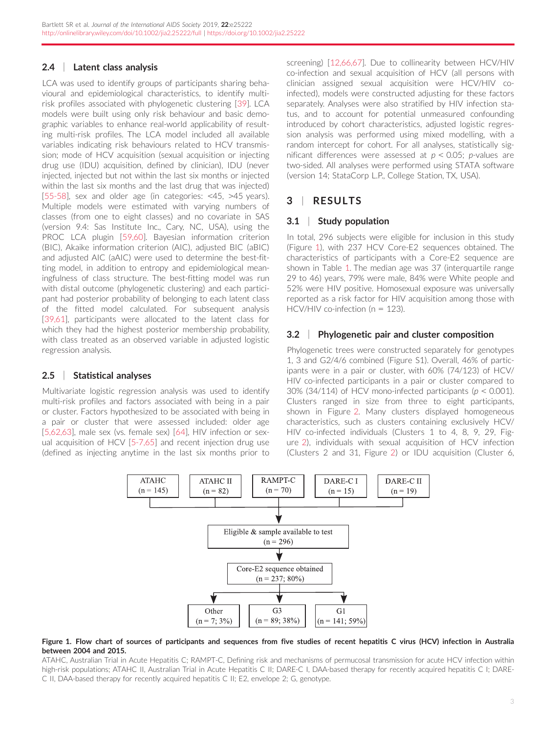### 2.4 | Latent class analysis

LCA was used to identify groups of participants sharing behavioural and epidemiological characteristics, to identify multi-risk profiles associated with phylogenetic clustering [39]. LCA models were built using only risk behaviour and basic demographic variables to enhance real-world applicability of resulting multi-risk profiles. The LCA model included all available variables indicating risk behaviours related to HCV transmission; mode of HCV acquisition (sexual acquisition or injecting drug use (IDU) acquisition, defined by clinician), IDU (never injected, injected but not within the last six months or injected within the last six months and the last drug that was injected) [55-58], sex and older age (in categories: <45, >45 years). Multiple models were estimated with varying numbers of classes (from one to eight classes) and no covariate in SAS (version 9.4: Sas Institute Inc., Cary, NC, USA), using the PROC LCA plugin [59,60]. Bayesian information criterion (BIC), Akaike information criterion (AIC), adjusted BIC (aBIC) and adjusted AIC (aAIC) were used to determine the best-fitting model, in addition to entropy and epidemiological meaningfulness of class structure. The best-fitting model was run with distal outcome (phylogenetic clustering) and each participant had posterior probability of belonging to each latent class of the fitted model calculated. For subsequent analysis [39,61], participants were allocated to the latent class for which they had the highest posterior membership probability, with class treated as an observed variable in adjusted logistic regression analysis.

### 2.5 | Statistical analyses

Multivariate logistic regression analysis was used to identify multi-risk profiles and factors associated with being in a pair or cluster. Factors hypothesized to be associated with being in a pair or cluster that were assessed included: older age [5,62,63], male sex (vs. female sex) [64], HIV infection or sexual acquisition of HCV [5-7,65] and recent injection drug use (defined as injecting anytime in the last six months prior to screening) [12,66,67]. Due to collinearity between HCV/HIV co-infection and sexual acquisition of HCV (all persons with clinician assigned sexual acquisition were HCV/HIV co-infected), models were constructed adjusting for these factors separately. Analyses were also stratified by HIV infection status, and to account for potential unmeasured confounding introduced by cohort characteristics, adjusted logistic regression analysis was performed using mixed modelling, with a random intercept for cohort. For all analyses, statistically significant differences were assessed at $p < 0.05$; $p$-values are two-sided. All analyses were performed using STATA software (version 14; StataCorp L.P., College Station, TX, USA).

## 3 | RESULTS

### 3.1 | Study population

In total, 296 subjects were eligible for inclusion in this study (Figure 1), with 237 HCV Core-E2 sequences obtained. The characteristics of participants with a Core-E2 sequence are shown in Table 1. The median age was 37 (interquartile range 29 to 46) years, 79% were male, 84% were White people and 52% were HIV positive. Homosexual exposure was universally reported as a risk factor for HIV acquisition among those with HCV/HIV co-infection (n = 123).

### 3.2 | Phylogenetic pair and cluster composition

Phylogenetic trees were constructed separately for genotypes 1, 3 and G2/4/6 combined (Figure S1). Overall, 46% of participants were in a pair or cluster, with 60% (74/123) of HCV/HIV co-infected participants in a pair or cluster compared to 30% (34/114) of HCV mono-infected participants ($p < 0.001$). Clusters ranged in size from three to eight participants, shown in Figure 2. Many clusters displayed homogeneous characteristics, such as clusters containing exclusively HCV/HIV co-infected individuals (Clusters 1 to 4, 8, 9, 29, Figure 2), individuals with sexual acquisition of HCV infection (Clusters 2 and 31, Figure 2) or IDU acquisition (Cluster 6,

ATAHC (n = 145) | ATAHC II (n = 82) | RAMPT-C (n = 70) | DARE-C I (n = 15) | DARE-C II (n = 19)

→ Eligible & sample available to test (n = 296)

→ Core-E2 sequence obtained (n = 237; 80%)

→ Other (n = 7; 3%) | G3 (n = 89; 38%) | G1 (n = 141; 59%)

**Figure 1. Flow chart of sources of participants and sequences from five studies of recent hepatitis C virus (HCV) infection in Australia between 2004 and 2015.**

ATAHC, Australian Trial in Acute Hepatitis C; RAMPT-C, Defining risk and mechanisms of permucosal transmission for acute HCV infection within high-risk populations; ATAHC II, Australian Trial in Acute Hepatitis C II; DARE-C I, DAA-based therapy for recently acquired hepatitis C I; DARE-C II, DAA-based therapy for recently acquired hepatitis C II; E2, envelope 2; G, genotype.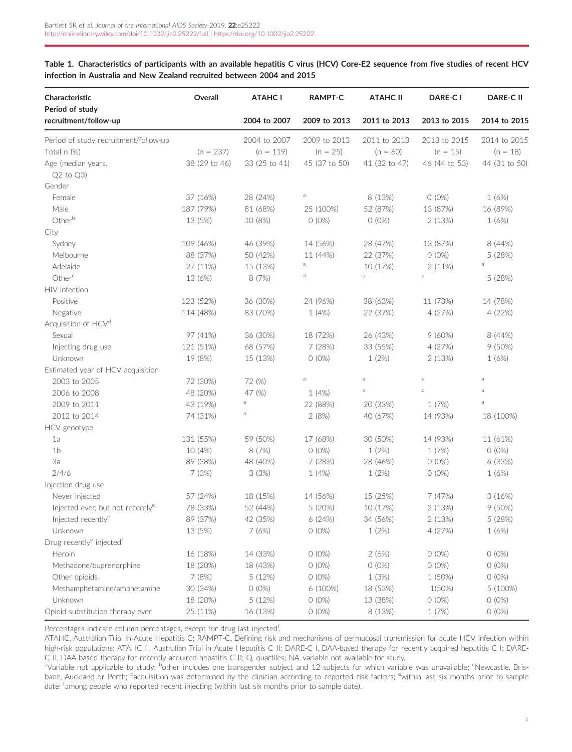**Table 1. Characteristics of participants with an available hepatitis C virus (HCV) Core-E2 sequence from five studies of recent HCV infection in Australia and New Zealand recruited between 2004 and 2015**

| Characteristic Period of study recruitment/follow-up | Overall | ATAHC I 2004 to 2007 | RAMPT-C 2009 to 2013 | ATAHC II 2011 to 2013 | DARE-C I 2013 to 2015 | DARE-C II 2014 to 2015 |
|---|---|---|---|---|---|---|
| Period of study recruitment/follow-up | | 2004 to 2007 | 2009 to 2013 | 2011 to 2013 | 2013 to 2015 | 2014 to 2015 |
| Total n (%) | (n = 237) | (n = 119) | (n = 25) | (n = 60) | (n = 15) | (n = 18) |
| Age (median years, Q2 to Q3) | 38 (29 to 46) | 33 (25 to 41) | 45 (37 to 50) | 41 (32 to 47) | 46 (44 to 53) | 44 (31 to 50) |
| Gender | | | | | | |
| Female | 37 (16%) | 28 (24%) | a | 8 (13%) | 0 (0%) | 1 (6%) |
| Male | 187 (79%) | 81 (68%) | 25 (100%) | 52 (87%) | 13 (87%) | 16 (89%) |
| Other[b] | 13 (5%) | 10 (8%) | 0 (0%) | 0 (0%) | 2 (13%) | 1 (6%) |
| City | | | | | | |
| Sydney | 109 (46%) | 46 (39%) | 14 (56%) | 28 (47%) | 13 (87%) | 8 (44%) |
| Melbourne | 88 (37%) | 50 (42%) | 11 (44%) | 22 (37%) | 0 (0%) | 5 (28%) |
| Adelaide | 27 (11%) | 15 (13%) | a | 10 (17%) | 2 (11%) | a |
| Other[c] | 13 (6%) | 8 (7%) | a | a | a | 5 (28%) |
| HIV infection | | | | | | |
| Positive | 123 (52%) | 36 (30%) | 24 (96%) | 38 (63%) | 11 (73%) | 14 (78%) |
| Negative | 114 (48%) | 83 (70%) | 1 (4%) | 22 (37%) | 4 (27%) | 4 (22%) |
| Acquisition of HCV[d] | | | | | | |
| Sexual | 97 (41%) | 36 (30%) | 18 (72%) | 26 (43%) | 9 (60%) | 8 (44%) |
| Injecting drug use | 121 (51%) | 68 (57%) | 7 (28%) | 33 (55%) | 4 (27%) | 9 (50%) |
| Unknown | 19 (8%) | 15 (13%) | 0 (0%) | 1 (2%) | 2 (13%) | 1 (6%) |
| Estimated year of HCV acquisition | | | | | | |
| 2003 to 2005 | 72 (30%) | 72 (%) | a | a | a | a |
| 2006 to 2008 | 48 (20%) | 47 (%) | 1 (4%) | a | a | a |
| 2009 to 2011 | 43 (19%) | a | 22 (88%) | 20 (33%) | 1 (7%) | a |
| 2012 to 2014 | 74 (31%) | a | 2 (8%) | 40 (67%) | 14 (93%) | 18 (100%) |
| HCV genotype | | | | | | |
| 1a | 131 (55%) | 59 (50%) | 17 (68%) | 30 (50%) | 14 (93%) | 11 (61%) |
| 1b | 10 (4%) | 8 (7%) | 0 (0%) | 1 (2%) | 1 (7%) | 0 (0%) |
| 3a | 89 (38%) | 48 (40%) | 7 (28%) | 28 (46%) | 0 (0%) | 6 (33%) |
| 2/4/6 | 7 (3%) | 3 (3%) | 1 (4%) | 1 (2%) | 0 (0%) | 1 (6%) |
| Injection drug use | | | | | | |
| Never injected | 57 (24%) | 18 (15%) | 14 (56%) | 15 (25%) | 7 (47%) | 3 (16%) |
| Injected ever, but not recently[e] | 78 (33%) | 52 (44%) | 5 (20%) | 10 (17%) | 2 (13%) | 9 (50%) |
| Injected recently[e] | 89 (37%) | 42 (35%) | 6 (24%) | 34 (56%) | 2 (13%) | 5 (28%) |
| Unknown | 13 (5%) | 7 (6%) | 0 (0%) | 1 (2%) | 4 (27%) | 1 (6%) |
| Drug recently[e] injected[f] | | | | | | |
| Heroin | 16 (18%) | 14 (33%) | 0 (0%) | 2 (6%) | 0 (0%) | 0 (0%) |
| Methadone/buprenorphine | 18 (20%) | 18 (43%) | 0 (0%) | 0 (0%) | 0 (0%) | 0 (0%) |
| Other opioids | 7 (8%) | 5 (12%) | 0 (0%) | 1 (3%) | 1 (50%) | 0 (0%) |
| Methamphetamine/amphetamine | 30 (34%) | 0 (0%) | 6 (100%) | 18 (53%) | 1(50%) | 5 (100%) |
| Unknown | 18 (20%) | 5 (12%) | 0 (0%) | 13 (38%) | 0 (0%) | 0 (0%) |
| Opioid substitution therapy ever | 25 (11%) | 16 (13%) | 0 (0%) | 8 (13%) | 1 (7%) | 0 (0%) |

Percentages indicate column percentages, except for drug last injected[f].

ATAHC, Australian Trial in Acute Hepatitis C; RAMPT-C, Defining risk and mechanisms of permucosal transmission for acute HCV infection within high-risk populations; ATAHC II, Australian Trial in Acute Hepatitis C II; DARE-C I, DAA-based therapy for recently acquired hepatitis C I; DARE-C II, DAA-based therapy for recently acquired hepatitis C II; Q, quartiles; NA, variable not available for study.

[a]Variable not applicable to study; [b]other includes one transgender subject and 12 subjects for which variable was unavailable; [c]Newcastle, Brisbane, Auckland or Perth; [d]acquisition was determined by the clinician according to reported risk factors; [e]within last six months prior to sample date; [f]among people who reported recent injecting (within last six months prior to sample date).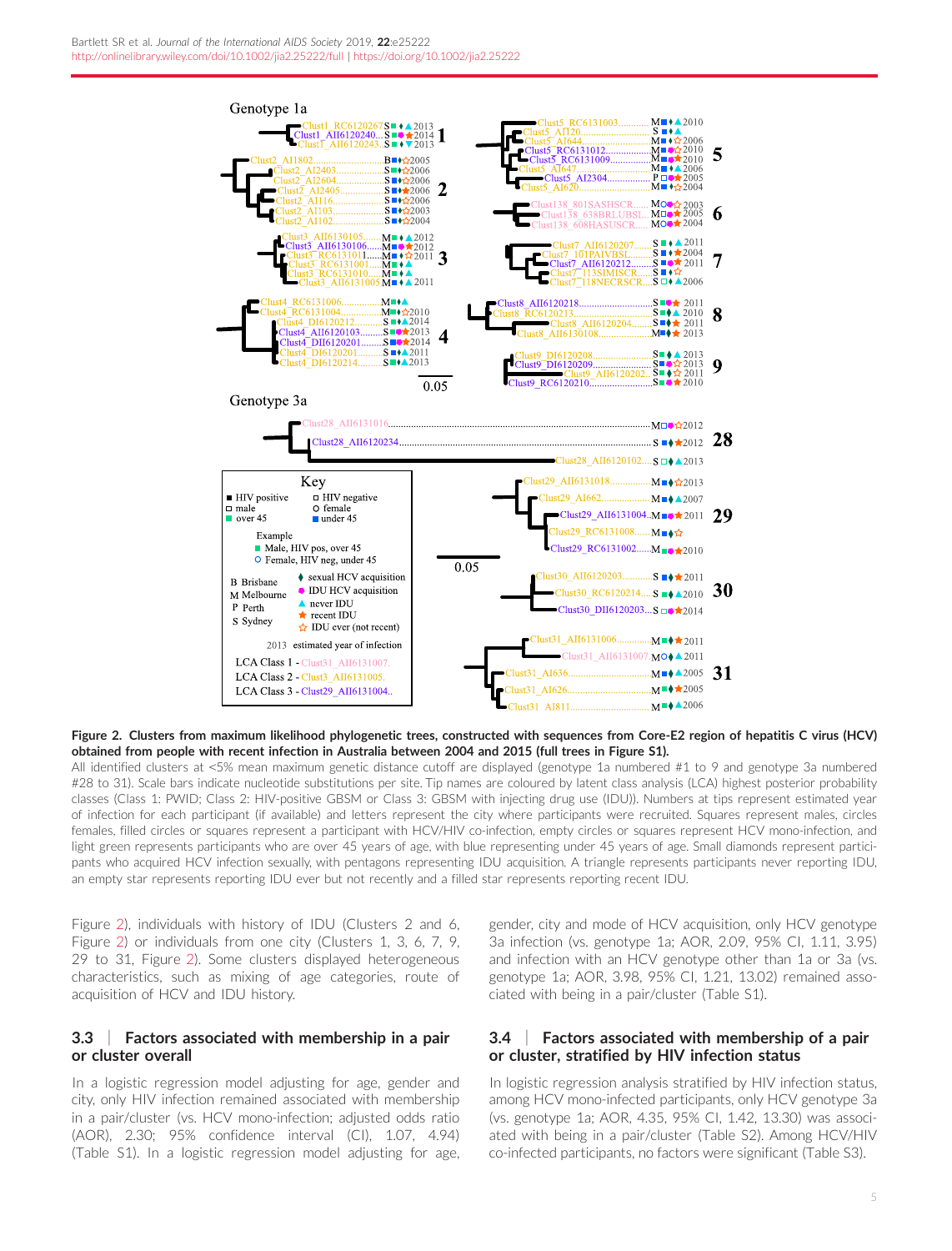**Figure 2. Clusters from maximum likelihood phylogenetic trees, constructed with sequences from Core-E2 region of hepatitis C virus (HCV) obtained from people with recent infection in Australia between 2004 and 2015 (full trees in Figure S1).**
All identified clusters at <5% mean maximum genetic distance cutoff are displayed (genotype 1a numbered #1 to 9 and genotype 3a numbered #28 to 31). Scale bars indicate nucleotide substitutions per site. Tip names are coloured by latent class analysis (LCA) highest posterior probability classes (Class 1: PWID; Class 2: HIV-positive GBSM or Class 3: GBSM with injecting drug use (IDU)). Numbers at tips represent estimated year of infection for each participant (if available) and letters represent the city where participants were recruited. Squares represent males, circles females, filled circles or squares represent a participant with HCV/HIV co-infection, empty circles or squares represent HCV mono-infection, and light green represents participants who are over 45 years of age, with blue representing under 45 years of age. Small diamonds represent participants who acquired HCV infection sexually, with pentagons representing IDU acquisition. A triangle represents participants never reporting IDU, an empty star represents reporting IDU ever but not recently and a filled star represents reporting recent IDU.

Figure 2), individuals with history of IDU (Clusters 2 and 6, Figure 2) or individuals from one city (Clusters 1, 3, 6, 7, 9, 29 to 31, Figure 2). Some clusters displayed heterogeneous characteristics, such as mixing of age categories, route of acquisition of HCV and IDU history.

### 3.3 | Factors associated with membership in a pair or cluster overall

In a logistic regression model adjusting for age, gender and city, only HIV infection remained associated with membership in a pair/cluster (vs. HCV mono-infection; adjusted odds ratio (AOR), 2.30; 95% confidence interval (CI), 1.07, 4.94) (Table S1). In a logistic regression model adjusting for age, gender, city and mode of HCV acquisition, only HCV genotype 3a infection (vs. genotype 1a; AOR, 2.09, 95% CI, 1.11, 3.95) and infection with an HCV genotype other than 1a or 3a (vs. genotype 1a; AOR, 3.98, 95% CI, 1.21, 13.02) remained associated with being in a pair/cluster (Table S1).

### 3.4 | Factors associated with membership of a pair or cluster, stratified by HIV infection status

In logistic regression analysis stratified by HIV infection status, among HCV mono-infected participants, only HCV genotype 3a (vs. genotype 1a; AOR, 4.35, 95% CI, 1.42, 13.30) was associated with being in a pair/cluster (Table S2). Among HCV/HIV co-infected participants, no factors were significant (Table S3).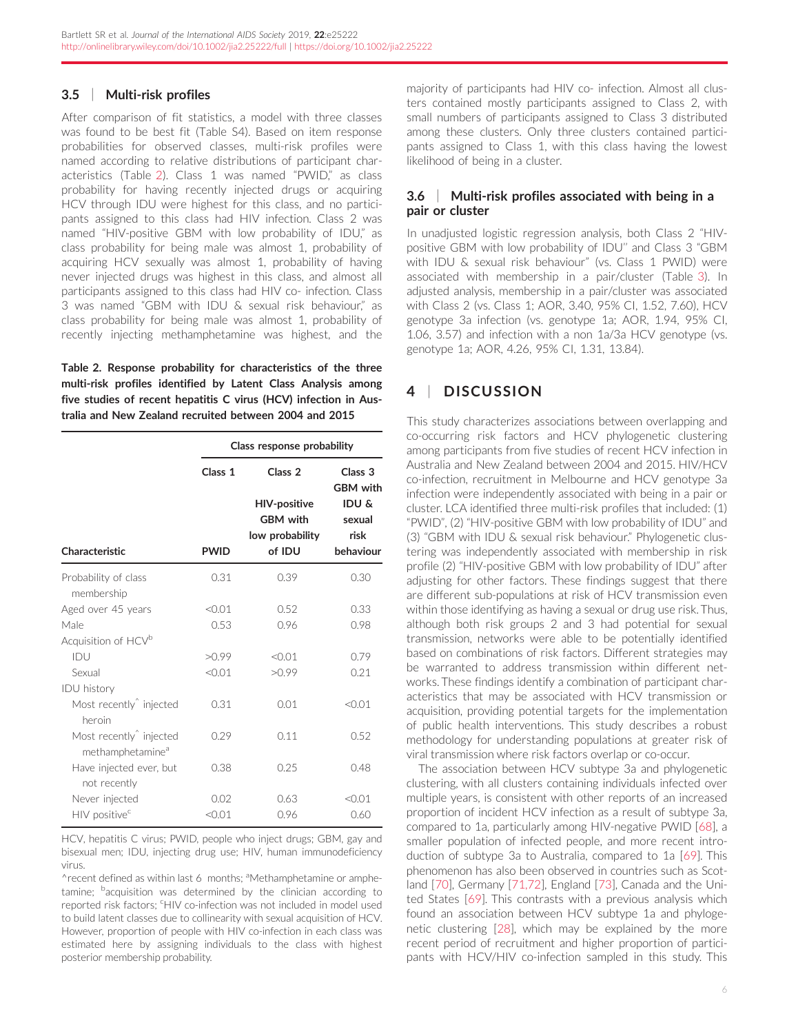### 3.5 | Multi-risk profiles

After comparison of fit statistics, a model with three classes was found to be best fit (Table S4). Based on item response probabilities for observed classes, multi-risk profiles were named according to relative distributions of participant characteristics (Table 2). Class 1 was named "PWID," as class probability for having recently injected drugs or acquiring HCV through IDU were highest for this class, and no participants assigned to this class had HIV infection. Class 2 was named "HIV-positive GBM with low probability of IDU," as class probability for being male was almost 1, probability of acquiring HCV sexually was almost 1, probability of having never injected drugs was highest in this class, and almost all participants assigned to this class had HIV co- infection. Class 3 was named "GBM with IDU & sexual risk behaviour," as class probability for being male was almost 1, probability of recently injecting methamphetamine was highest, and the majority of participants had HIV co- infection. Almost all clusters contained mostly participants assigned to Class 2, with small numbers of participants assigned to Class 3 distributed among these clusters. Only three clusters contained participants assigned to Class 1, with this class having the lowest likelihood of being in a cluster.

**Table 2. Response probability for characteristics of the three multi-risk profiles identified by Latent Class Analysis among five studies of recent hepatitis C virus (HCV) infection in Australia and New Zealand recruited between 2004 and 2015**

| | Class response probability | | |
|---|---|---|---|
| Characteristic | Class 1 PWID | Class 2 HIV-positive GBM with low probability of IDU | Class 3 GBM with IDU & sexual risk behaviour |
| Probability of class membership | 0.31 | 0.39 | 0.30 |
| Aged over 45 years | <0.01 | 0.52 | 0.33 |
| Male | 0.53 | 0.96 | 0.98 |
| Acquisition of HCV[b] | | | |
| IDU | >0.99 | <0.01 | 0.79 |
| Sexual | <0.01 | >0.99 | 0.21 |
| IDU history | | | |
| Most recently^ injected heroin | 0.31 | 0.01 | <0.01 |
| Most recently^ injected methamphetamine[a] | 0.29 | 0.11 | 0.52 |
| Have injected ever, but not recently | 0.38 | 0.25 | 0.48 |
| Never injected | 0.02 | 0.63 | <0.01 |
| HIV positive[c] | <0.01 | 0.96 | 0.60 |

HCV, hepatitis C virus; PWID, people who inject drugs; GBM, gay and bisexual men; IDU, injecting drug use; HIV, human immunodeficiency virus.

^recent defined as within last 6 months; [a]Methamphetamine or amphetamine; [b]acquisition was determined by the clinician according to reported risk factors; [c]HIV co-infection was not included in model used to build latent classes due to collinearity with sexual acquisition of HCV. However, proportion of people with HIV co-infection in each class was estimated here by assigning individuals to the class with highest posterior membership probability.

### 3.6 | Multi-risk profiles associated with being in a pair or cluster

In unadjusted logistic regression analysis, both Class 2 "HIV-positive GBM with low probability of IDU" and Class 3 "GBM with IDU & sexual risk behaviour" (vs. Class 1 PWID) were associated with membership in a pair/cluster (Table 3). In adjusted analysis, membership in a pair/cluster was associated with Class 2 (vs. Class 1; AOR, 3.40, 95% CI, 1.52, 7.60), HCV genotype 3a infection (vs. genotype 1a; AOR, 1.94, 95% CI, 1.06, 3.57) and infection with a non 1a/3a HCV genotype (vs. genotype 1a; AOR, 4.26, 95% CI, 1.31, 13.84).

## 4 | DISCUSSION

This study characterizes associations between overlapping and co-occurring risk factors and HCV phylogenetic clustering among participants from five studies of recent HCV infection in Australia and New Zealand between 2004 and 2015. HIV/HCV co-infection, recruitment in Melbourne and HCV genotype 3a infection were independently associated with being in a pair or cluster. LCA identified three multi-risk profiles that included: (1) "PWID", (2) "HIV-positive GBM with low probability of IDU" and (3) "GBM with IDU & sexual risk behaviour." Phylogenetic clustering was independently associated with membership in risk profile (2) "HIV-positive GBM with low probability of IDU" after adjusting for other factors. These findings suggest that there are different sub-populations at risk of HCV transmission even within those identifying as having a sexual or drug use risk. Thus, although both risk groups 2 and 3 had potential for sexual transmission, networks were able to be potentially identified based on combinations of risk factors. Different strategies may be warranted to address transmission within different networks. These findings identify a combination of participant characteristics that may be associated with HCV transmission or acquisition, providing potential targets for the implementation of public health interventions. This study describes a robust methodology for understanding populations at greater risk of viral transmission where risk factors overlap or co-occur.

The association between HCV subtype 3a and phylogenetic clustering, with all clusters containing individuals infected over multiple years, is consistent with other reports of an increased proportion of incident HCV infection as a result of subtype 3a, compared to 1a, particularly among HIV-negative PWID [68], a smaller population of infected people, and more recent introduction of subtype 3a to Australia, compared to 1a [69]. This phenomenon has also been observed in countries such as Scotland [70], Germany [71,72], England [73], Canada and the United States [69]. This contrasts with a previous analysis which found an association between HCV subtype 1a and phylogenetic clustering [28], which may be explained by the more recent period of recruitment and higher proportion of participants with HCV/HIV co-infection sampled in this study. This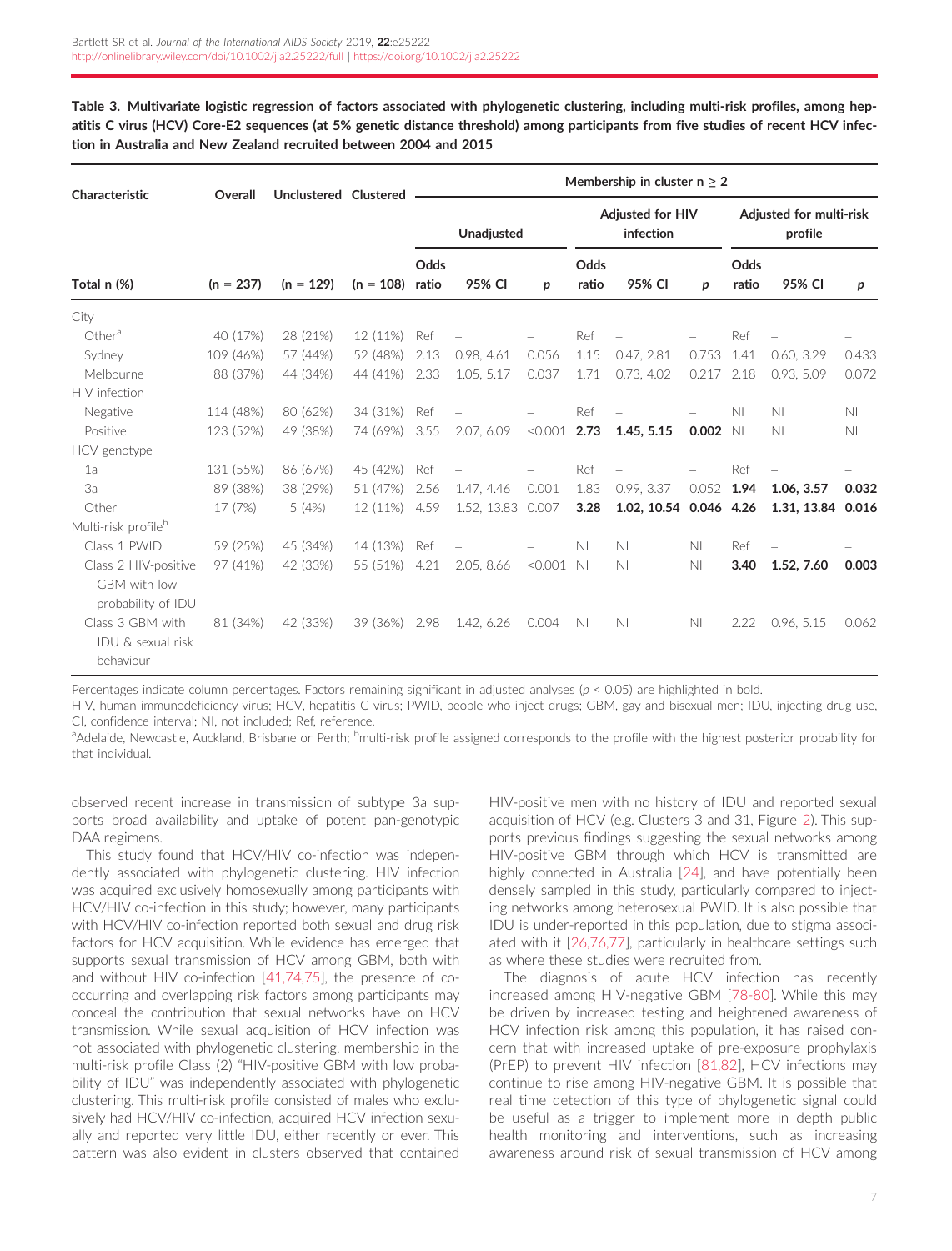**Table 3. Multivariate logistic regression of factors associated with phylogenetic clustering, including multi-risk profiles, among hepatitis C virus (HCV) Core-E2 sequences (at 5% genetic distance threshold) among participants from five studies of recent HCV infection in Australia and New Zealand recruited between 2004 and 2015**

| Characteristic | Overall | Unclustered | Clustered | Membership in cluster n ≥ 2 | | | | | | | | |
|---|---|---|---|---|---|---|---|---|---|---|---|---|
| | | | | Unadjusted | | | Adjusted for HIV infection | | | Adjusted for multi-risk profile | | |
| Total n (%) | (n = 237) | (n = 129) | (n = 108) | Odds ratio | 95% CI | p | Odds ratio | 95% CI | p | Odds ratio | 95% CI | p |
| City | | | | | | | | | | | | |
| Other[a] | 40 (17%) | 28 (21%) | 12 (11%) | Ref | – | – | Ref | – | – | Ref | – | – |
| Sydney | 109 (46%) | 57 (44%) | 52 (48%) | 2.13 | 0.98, 4.61 | 0.056 | 1.15 | 0.47, 2.81 | 0.753 | 1.41 | 0.60, 3.29 | 0.433 |
| Melbourne | 88 (37%) | 44 (34%) | 44 (41%) | 2.33 | 1.05, 5.17 | 0.037 | 1.71 | 0.73, 4.02 | 0.217 | 2.18 | 0.93, 5.09 | 0.072 |
| HIV infection | | | | | | | | | | | | |
| Negative | 114 (48%) | 80 (62%) | 34 (31%) | Ref | – | – | Ref | – | – | NI | NI | NI |
| Positive | 123 (52%) | 49 (38%) | 74 (69%) | 3.55 | 2.07, 6.09 | <0.001 | **2.73** | **1.45, 5.15** | **0.002** | NI | NI | NI |
| HCV genotype | | | | | | | | | | | | |
| 1a | 131 (55%) | 86 (67%) | 45 (42%) | Ref | – | – | Ref | – | – | Ref | – | – |
| 3a | 89 (38%) | 38 (29%) | 51 (47%) | 2.56 | 1.47, 4.46 | 0.001 | 1.83 | 0.99, 3.37 | 0.052 | **1.94** | **1.06, 3.57** | **0.032** |
| Other | 17 (7%) | 5 (4%) | 12 (11%) | 4.59 | 1.52, 13.83 | 0.007 | **3.28** | **1.02, 10.54** | **0.046** | **4.26** | **1.31, 13.84** | **0.016** |
| Multi-risk profile[b] | | | | | | | | | | | | |
| Class 1 PWID | 59 (25%) | 45 (34%) | 14 (13%) | Ref | – | – | NI | NI | NI | Ref | – | – |
| Class 2 HIV-positive GBM with low probability of IDU | 97 (41%) | 42 (33%) | 55 (51%) | 4.21 | 2.05, 8.66 | <0.001 | NI | NI | NI | **3.40** | **1.52, 7.60** | **0.003** |
| Class 3 GBM with IDU & sexual risk behaviour | 81 (34%) | 42 (33%) | 39 (36%) | 2.98 | 1.42, 6.26 | 0.004 | NI | NI | NI | 2.22 | 0.96, 5.15 | 0.062 |

Percentages indicate column percentages. Factors remaining significant in adjusted analyses ($p < 0.05$) are highlighted in bold.
HIV, human immunodeficiency virus; HCV, hepatitis C virus; PWID, people who inject drugs; GBM, gay and bisexual men; IDU, injecting drug use, CI, confidence interval; NI, not included; Ref, reference.
[a]Adelaide, Newcastle, Auckland, Brisbane or Perth; [b]multi-risk profile assigned corresponds to the profile with the highest posterior probability for that individual.

observed recent increase in transmission of subtype 3a supports broad availability and uptake of potent pan-genotypic DAA regimens.

This study found that HCV/HIV co-infection was independently associated with phylogenetic clustering. HIV infection was acquired exclusively homosexually among participants with HCV/HIV co-infection in this study; however, many participants with HCV/HIV co-infection reported both sexual and drug risk factors for HCV acquisition. While evidence has emerged that supports sexual transmission of HCV among GBM, both with and without HIV co-infection [41,74,75], the presence of co-occurring and overlapping risk factors among participants may conceal the contribution that sexual networks have on HCV transmission. While sexual acquisition of HCV infection was not associated with phylogenetic clustering, membership in the multi-risk profile Class (2) "HIV-positive GBM with low probability of IDU" was independently associated with phylogenetic clustering. This multi-risk profile consisted of males who exclusively had HCV/HIV co-infection, acquired HCV infection sexually and reported very little IDU, either recently or ever. This pattern was also evident in clusters observed that contained HIV-positive men with no history of IDU and reported sexual acquisition of HCV (e.g. Clusters 3 and 31, Figure 2). This supports previous findings suggesting the sexual networks among HIV-positive GBM through which HCV is transmitted are highly connected in Australia [24], and have potentially been densely sampled in this study, particularly compared to injecting networks among heterosexual PWID. It is also possible that IDU is under-reported in this population, due to stigma associated with it [26,76,77], particularly in healthcare settings such as where these studies were recruited from.

The diagnosis of acute HCV infection has recently increased among HIV-negative GBM [78-80]. While this may be driven by increased testing and heightened awareness of HCV infection risk among this population, it has raised concern that with increased uptake of pre-exposure prophylaxis (PrEP) to prevent HIV infection [81,82], HCV infections may continue to rise among HIV-negative GBM. It is possible that real time detection of this type of phylogenetic signal could be useful as a trigger to implement more in depth public health monitoring and interventions, such as increasing awareness around risk of sexual transmission of HCV among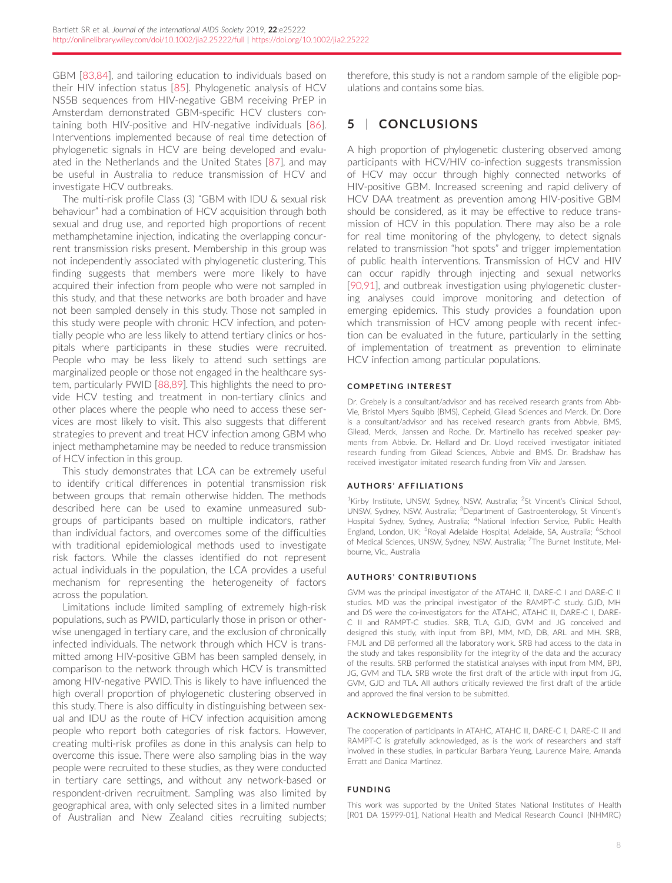GBM [83,84], and tailoring education to individuals based on their HIV infection status [85]. Phylogenetic analysis of HCV NS5B sequences from HIV-negative GBM receiving PrEP in Amsterdam demonstrated GBM-specific HCV clusters containing both HIV-positive and HIV-negative individuals [86]. Interventions implemented because of real time detection of phylogenetic signals in HCV are being developed and evaluated in the Netherlands and the United States [87], and may be useful in Australia to reduce transmission of HCV and investigate HCV outbreaks.

The multi-risk profile Class (3) "GBM with IDU & sexual risk behaviour" had a combination of HCV acquisition through both sexual and drug use, and reported high proportions of recent methamphetamine injection, indicating the overlapping concurrent transmission risks present. Membership in this group was not independently associated with phylogenetic clustering. This finding suggests that members were more likely to have acquired their infection from people who were not sampled in this study, and that these networks are both broader and have not been sampled densely in this study. Those not sampled in this study were people with chronic HCV infection, and potentially people who are less likely to attend tertiary clinics or hospitals where participants in these studies were recruited. People who may be less likely to attend such settings are marginalized people or those not engaged in the healthcare system, particularly PWID [88,89]. This highlights the need to provide HCV testing and treatment in non-tertiary clinics and other places where the people who need to access these services are most likely to visit. This also suggests that different strategies to prevent and treat HCV infection among GBM who inject methamphetamine may be needed to reduce transmission of HCV infection in this group.

This study demonstrates that LCA can be extremely useful to identify critical differences in potential transmission risk between groups that remain otherwise hidden. The methods described here can be used to examine unmeasured subgroups of participants based on multiple indicators, rather than individual factors, and overcomes some of the difficulties with traditional epidemiological methods used to investigate risk factors. While the classes identified do not represent actual individuals in the population, the LCA provides a useful mechanism for representing the heterogeneity of factors across the population.

Limitations include limited sampling of extremely high-risk populations, such as PWID, particularly those in prison or otherwise unengaged in tertiary care, and the exclusion of chronically infected individuals. The network through which HCV is transmitted among HIV-positive GBM has been sampled densely, in comparison to the network through which HCV is transmitted among HIV-negative PWID. This is likely to have influenced the high overall proportion of phylogenetic clustering observed in this study. There is also difficulty in distinguishing between sexual and IDU as the route of HCV infection acquisition among people who report both categories of risk factors. However, creating multi-risk profiles as done in this analysis can help to overcome this issue. There were also sampling bias in the way people were recruited to these studies, as they were conducted in tertiary care settings, and without any network-based or respondent-driven recruitment. Sampling was also limited by geographical area, with only selected sites in a limited number of Australian and New Zealand cities recruiting subjects; therefore, this study is not a random sample of the eligible populations and contains some bias.

## 5 | CONCLUSIONS

A high proportion of phylogenetic clustering observed among participants with HCV/HIV co-infection suggests transmission of HCV may occur through highly connected networks of HIV-positive GBM. Increased screening and rapid delivery of HCV DAA treatment as prevention among HIV-positive GBM should be considered, as it may be effective to reduce transmission of HCV in this population. There may also be a role for real time monitoring of the phylogeny, to detect signals related to transmission "hot spots" and trigger implementation of public health interventions. Transmission of HCV and HIV can occur rapidly through injecting and sexual networks [90,91], and outbreak investigation using phylogenetic clustering analyses could improve monitoring and detection of emerging epidemics. This study provides a foundation upon which transmission of HCV among people with recent infection can be evaluated in the future, particularly in the setting of implementation of treatment as prevention to eliminate HCV infection among particular populations.

### COMPETING INTEREST

Dr. Grebely is a consultant/advisor and has received research grants from AbbVie, Bristol Myers Squibb (BMS), Cepheid, Gilead Sciences and Merck. Dr. Dore is a consultant/advisor and has received research grants from Abbvie, BMS, Gilead, Merck, Janssen and Roche. Dr. Martinello has received speaker payments from Abbvie. Dr. Hellard and Dr. Lloyd received investigator initiated research funding from Gilead Sciences, Abbvie and BMS. Dr. Bradshaw has received investigator imitated research funding from Viiv and Janssen.

### AUTHORS' AFFILIATIONS

[1]Kirby Institute, UNSW, Sydney, NSW, Australia; [2]St Vincent's Clinical School, UNSW, Sydney, NSW, Australia; [3]Department of Gastroenterology, St Vincent's Hospital Sydney, Sydney, Australia; [4]National Infection Service, Public Health England, London, UK; [5]Royal Adelaide Hospital, Adelaide, SA, Australia; [6]School of Medical Sciences, UNSW, Sydney, NSW, Australia; [7]The Burnet Institute, Melbourne, Vic., Australia

### AUTHORS' CONTRIBUTIONS

GVM was the principal investigator of the ATAHC II, DARE-C I and DARE-C II studies. MD was the principal investigator of the RAMPT-C study. GJD, MH and DS were the co-investigators for the ATAHC, ATAHC II, DARE-C I, DARE-C II and RAMPT-C studies. SRB, TLA, GJD, GVM and JG conceived and designed this study, with input from BPJ, MM, MD, DB, ARL and MH. SRB, FMJL and DB performed all the laboratory work. SRB had access to the data in the study and takes responsibility for the integrity of the data and the accuracy of the results. SRB performed the statistical analyses with input from MM, BPJ, JG, GVM and TLA. SRB wrote the first draft of the article with input from JG, GVM, GJD and TLA. All authors critically reviewed the first draft of the article and approved the final version to be submitted.

### ACKNOWLEDGEMENTS

The cooperation of participants in ATAHC, ATAHC II, DARE-C I, DARE-C II and RAMPT-C is gratefully acknowledged, as is the work of researchers and staff involved in these studies, in particular Barbara Yeung, Laurence Maire, Amanda Erratt and Danica Martinez.

### FUNDING

This work was supported by the United States National Institutes of Health [R01 DA 15999-01], National Health and Medical Research Council (NHMRC)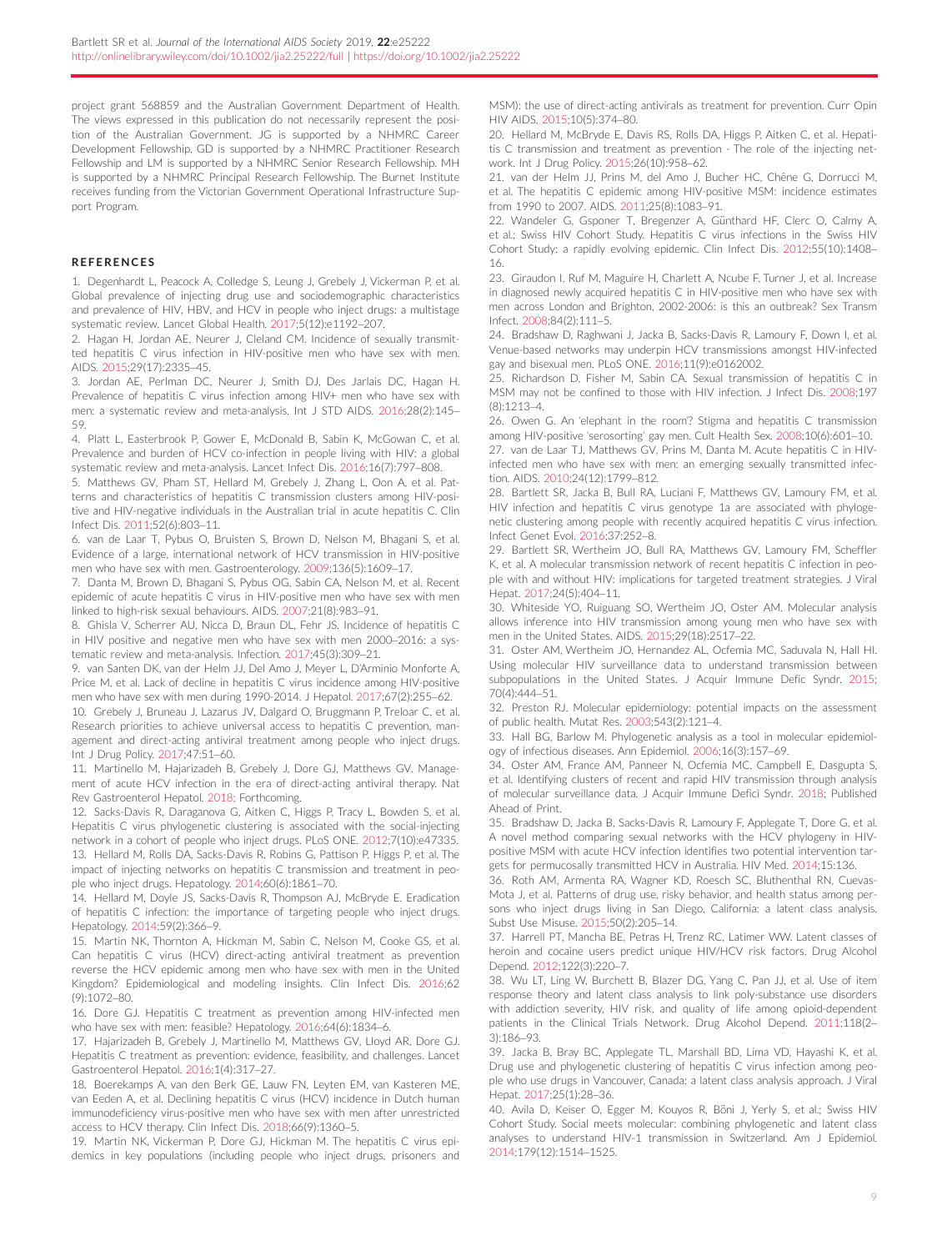project grant 568859 and the Australian Government Department of Health. The views expressed in this publication do not necessarily represent the position of the Australian Government. JG is supported by a NHMRC Career Development Fellowship, GD is supported by a NHMRC Practitioner Research Fellowship and LM is supported by a NHMRC Senior Research Fellowship. MH is supported by a NHMRC Principal Research Fellowship. The Burnet Institute receives funding from the Victorian Government Operational Infrastructure Support Program.

## REFERENCES

1. Degenhardt L, Peacock A, Colledge S, Leung J, Grebely J, Vickerman P, et al. Global prevalence of injecting drug use and sociodemographic characteristics and prevalence of HIV, HBV, and HCV in people who inject drugs: a multistage systematic review. Lancet Global Health. 2017;5(12):e1192–207.
2. Hagan H, Jordan AE, Neurer J, Cleland CM. Incidence of sexually transmitted hepatitis C virus infection in HIV-positive men who have sex with men. AIDS. 2015;29(17):2335–45.
3. Jordan AE, Perlman DC, Neurer J, Smith DJ, Des Jarlais DC, Hagan H. Prevalence of hepatitis C virus infection among HIV+ men who have sex with men: a systematic review and meta-analysis. Int J STD AIDS. 2016;28(2):145–59.
4. Platt L, Easterbrook P, Gower E, McDonald B, Sabin K, McGowan C, et al. Prevalence and burden of HCV co-infection in people living with HIV: a global systematic review and meta-analysis. Lancet Infect Dis. 2016;16(7):797–808.
5. Matthews GV, Pham ST, Hellard M, Grebely J, Zhang L, Oon A, et al. Patterns and characteristics of hepatitis C transmission clusters among HIV-positive and HIV-negative individuals in the Australian trial in acute hepatitis C. Clin Infect Dis. 2011;52(6):803–11.
6. van de Laar T, Pybus O, Bruisten S, Brown D, Nelson M, Bhagani S, et al. Evidence of a large, international network of HCV transmission in HIV-positive men who have sex with men. Gastroenterology. 2009;136(5):1609–17.
7. Danta M, Brown D, Bhagani S, Pybus OG, Sabin CA, Nelson M, et al. Recent epidemic of acute hepatitis C virus in HIV-positive men who have sex with men linked to high-risk sexual behaviours. AIDS. 2007;21(8):983–91.
8. Ghisla V, Scherrer AU, Nicca D, Braun DL, Fehr JS. Incidence of hepatitis C in HIV positive and negative men who have sex with men 2000–2016: a systematic review and meta-analysis. Infection. 2017;45(3):309–21.
9. van Santen DK, van der Helm JJ, Del Amo J, Meyer L, D'Arminio Monforte A, Price M, et al. Lack of decline in hepatitis C virus incidence among HIV-positive men who have sex with men during 1990-2014. J Hepatol. 2017;67(2):255–62.
10. Grebely J, Bruneau J, Lazarus JV, Dalgard O, Bruggmann P, Treloar C, et al. Research priorities to achieve universal access to hepatitis C prevention, management and direct-acting antiviral treatment among people who inject drugs. Int J Drug Policy. 2017;47:51–60.
11. Martinello M, Hajarizadeh B, Grebely J, Dore GJ, Matthews GV. Management of acute HCV infection in the era of direct-acting antiviral therapy. Nat Rev Gastroenterol Hepatol. 2018; Forthcoming.
12. Sacks-Davis R, Daraganova G, Aitken C, Higgs P, Tracy L, Bowden S, et al. Hepatitis C virus phylogenetic clustering is associated with the social-injecting network in a cohort of people who inject drugs. PLoS ONE. 2012;7(10):e47335.
13. Hellard M, Rolls DA, Sacks-Davis R, Robins G, Pattison P, Higgs P, et al. The impact of injecting networks on hepatitis C transmission and treatment in people who inject drugs. Hepatology. 2014;60(6):1861–70.
14. Hellard M, Doyle JS, Sacks-Davis R, Thompson AJ, McBryde E. Eradication of hepatitis C infection: the importance of targeting people who inject drugs. Hepatology. 2014;59(2):366–9.
15. Martin NK, Thornton A, Hickman M, Sabin C, Nelson M, Cooke GS, et al. Can hepatitis C virus (HCV) direct-acting antiviral treatment as prevention reverse the HCV epidemic among men who have sex with men in the United Kingdom? Epidemiological and modeling insights. Clin Infect Dis. 2016;62(9):1072–80.
16. Dore GJ. Hepatitis C treatment as prevention among HIV-infected men who have sex with men: feasible? Hepatology. 2016;64(6):1834–6.
17. Hajarizadeh B, Grebely J, Martinello M, Matthews GV, Lloyd AR, Dore GJ. Hepatitis C treatment as prevention: evidence, feasibility, and challenges. Lancet Gastroenterol Hepatol. 2016;1(4):317–27.
18. Boerekamps A, van den Berk GE, Lauw FN, Leyten EM, van Kasteren ME, van Eeden A, et al. Declining hepatitis C virus (HCV) incidence in Dutch human immunodeficiency virus-positive men who have sex with men after unrestricted access to HCV therapy. Clin Infect Dis. 2018;66(9):1360–5.
19. Martin NK, Vickerman P, Dore GJ, Hickman M. The hepatitis C virus epidemics in key populations (including people who inject drugs, prisoners and MSM): the use of direct-acting antivirals as treatment for prevention. Curr Opin HIV AIDS. 2015;10(5):374–80.
20. Hellard M, McBryde E, Davis RS, Rolls DA, Higgs P, Aitken C, et al. Hepatitis C transmission and treatment as prevention - The role of the injecting network. Int J Drug Policy. 2015;26(10):958–62.
21. van der Helm JJ, Prins M, del Amo J, Bucher HC, Chêne G, Dorrucci M, et al. The hepatitis C epidemic among HIV-positive MSM: incidence estimates from 1990 to 2007. AIDS. 2011;25(8):1083–91.
22. Wandeler G, Gsponer T, Bregenzer A, Günthard HF, Clerc O, Calmy A, et al.; Swiss HIV Cohort Study. Hepatitis C virus infections in the Swiss HIV Cohort Study: a rapidly evolving epidemic. Clin Infect Dis. 2012;55(10):1408–16.
23. Giraudon I, Ruf M, Maguire H, Charlett A, Ncube F, Turner J, et al. Increase in diagnosed newly acquired hepatitis C in HIV-positive men who have sex with men across London and Brighton, 2002-2006: is this an outbreak? Sex Transm Infect. 2008;84(2):111–5.
24. Bradshaw D, Raghwani J, Jacka B, Sacks-Davis R, Lamoury F, Down I, et al. Venue-based networks may underpin HCV transmissions amongst HIV-infected gay and bisexual men. PLoS ONE. 2016;11(9):e0162002.
25. Richardson D, Fisher M, Sabin CA. Sexual transmission of hepatitis C in MSM may not be confined to those with HIV infection. J Infect Dis. 2008;197(8):1213–4.
26. Owen G. An 'elephant in the room'? Stigma and hepatitis C transmission among HIV-positive 'serosorting' gay men. Cult Health Sex. 2008;10(6):601–10.
27. van de Laar TJ, Matthews GV, Prins M, Danta M. Acute hepatitis C in HIV-infected men who have sex with men: an emerging sexually transmitted infection. AIDS. 2010;24(12):1799–812.
28. Bartlett SR, Jacka B, Bull RA, Luciani F, Matthews GV, Lamoury FM, et al. HIV infection and hepatitis C virus genotype 1a are associated with phylogenetic clustering among people with recently acquired hepatitis C virus infection. Infect Genet Evol. 2016;37:252–8.
29. Bartlett SR, Wertheim JO, Bull RA, Matthews GV, Lamoury FM, Scheffler K, et al. A molecular transmission network of recent hepatitis C infection in people with and without HIV: implications for targeted treatment strategies. J Viral Hepat. 2017;24(5):404–11.
30. Whiteside YO, Ruiguang SO, Wertheim JO, Oster AM. Molecular analysis allows inference into HIV transmission among young men who have sex with men in the United States. AIDS. 2015;29(18):2517–22.
31. Oster AM, Wertheim JO, Hernandez AL, Ocfemia MC, Saduvala N, Hall HI. Using molecular HIV surveillance data to understand transmission between subpopulations in the United States. J Acquir Immune Defic Syndr. 2015;70(4):444–51.
32. Preston RJ. Molecular epidemiology: potential impacts on the assessment of public health. Mutat Res. 2003;543(2):121–4.
33. Hall BG, Barlow M. Phylogenetic analysis as a tool in molecular epidemiology of infectious diseases. Ann Epidemiol. 2006;16(3):157–69.
34. Oster AM, France AM, Panneer N, Ocfemia MC, Campbell E, Dasgupta S, et al. Identifying clusters of recent and rapid HIV transmission through analysis of molecular surveillance data. J Acquir Immune Defici Syndr. 2018; Published Ahead of Print.
35. Bradshaw D, Jacka B, Sacks-Davis R, Lamoury F, Applegate T, Dore G, et al. A novel method comparing sexual networks with the HCV phylogeny in HIV-positive MSM with acute HCV infection identifies two potential intervention targets for permucosally transmitted HCV in Australia. HIV Med. 2014;15:136.
36. Roth AM, Armenta RA, Wagner KD, Roesch SC, Bluthenthal RN, Cuevas-Mota J, et al. Patterns of drug use, risky behavior, and health status among persons who inject drugs living in San Diego, California: a latent class analysis. Subst Use Misuse. 2015;50(2):205–14.
37. Harrell PT, Mancha BE, Petras H, Trenz RC, Latimer WW. Latent classes of heroin and cocaine users predict unique HIV/HCV risk factors. Drug Alcohol Depend. 2012;122(3):220–7.
38. Wu LT, Ling W, Burchett B, Blazer DG, Yang C, Pan JJ, et al. Use of item response theory and latent class analysis to link poly-substance use disorders with addiction severity, HIV risk, and quality of life among opioid-dependent patients in the Clinical Trials Network. Drug Alcohol Depend. 2011;118(2–3):186–93.
39. Jacka B, Bray BC, Applegate TL, Marshall BD, Lima VD, Hayashi K, et al. Drug use and phylogenetic clustering of hepatitis C virus infection among people who use drugs in Vancouver, Canada: a latent class analysis approach. J Viral Hepat. 2017;25(1):28–36.
40. Avila D, Keiser O, Egger M, Kouyos R, Böni J, Yerly S, et al.; Swiss HIV Cohort Study. Social meets molecular: combining phylogenetic and latent class analyses to understand HIV-1 transmission in Switzerland. Am J Epidemiol. 2014;179(12):1514–1525.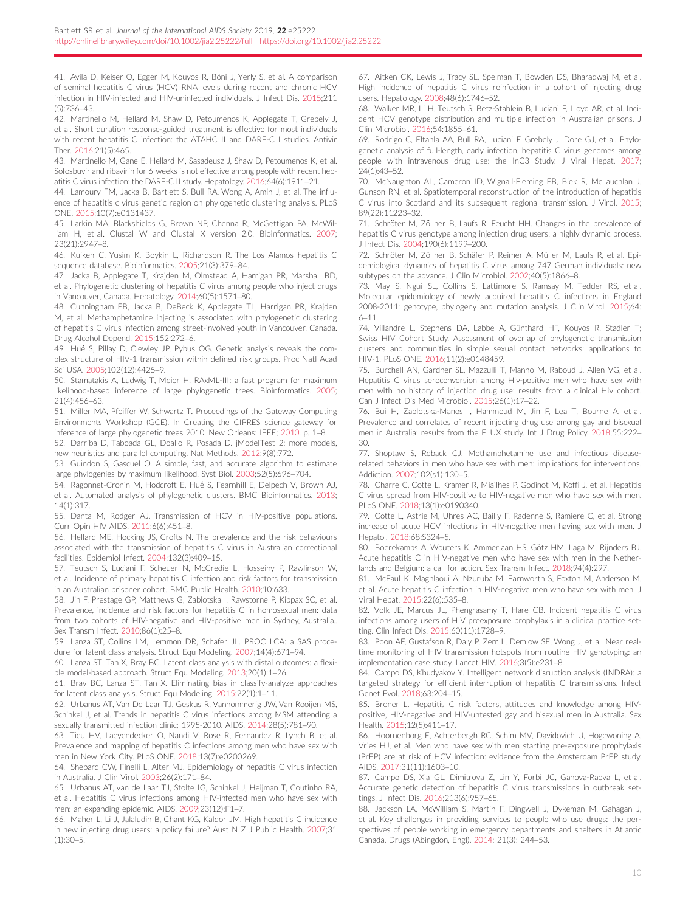41. Avila D, Keiser O, Egger M, Kouyos R, Böni J, Yerly S, et al. A comparison of seminal hepatitis C virus (HCV) RNA levels during recent and chronic HCV infection in HIV-infected and HIV-uninfected individuals. J Infect Dis. 2015;211(5):736–43.

42. Martinello M, Hellard M, Shaw D, Petoumenos K, Applegate T, Grebely J, et al. Short duration response-guided treatment is effective for most individuals with recent hepatitis C infection: the ATAHC II and DARE-C I studies. Antivir Ther. 2016;21(5):465.

43. Martinello M, Gane E, Hellard M, Sasadeusz J, Shaw D, Petoumenos K, et al. Sofosbuvir and ribavirin for 6 weeks is not effective among people with recent hepatitis C virus infection: the DARE-C II study. Hepatology. 2016;64(6):1911–21.

44. Lamoury FM, Jacka B, Bartlett S, Bull RA, Wong A, Amin J, et al. The influence of hepatitis c virus genetic region on phylogenetic clustering analysis. PLoS ONE. 2015;10(7):e0131437.

45. Larkin MA, Blackshields G, Brown NP, Chenna R, McGettigan PA, McWilliam H, et al. Clustal W and Clustal X version 2.0. Bioinformatics. 2007;23(21):2947–8.

46. Kuiken C, Yusim K, Boykin L, Richardson R. The Los Alamos hepatitis C sequence database. Bioinformatics. 2005;21(3):379–84.

47. Jacka B, Applegate T, Krajden M, Olmstead A, Harrigan PR, Marshall BD, et al. Phylogenetic clustering of hepatitis C virus among people who inject drugs in Vancouver, Canada. Hepatology. 2014;60(5):1571–80.

48. Cunningham EB, Jacka B, DeBeck K, Applegate TL, Harrigan PR, Krajden M, et al. Methamphetamine injecting is associated with phylogenetic clustering of hepatitis C virus infection among street-involved youth in Vancouver, Canada. Drug Alcohol Depend. 2015;152:272–6.

49. Hué S, Pillay D, Clewley JP, Pybus OG. Genetic analysis reveals the complex structure of HIV-1 transmission within defined risk groups. Proc Natl Acad Sci USA. 2005;102(12):4425–9.

50. Stamatakis A, Ludwig T, Meier H. RAxML-III: a fast program for maximum likelihood-based inference of large phylogenetic trees. Bioinformatics. 2005;21(4):456–63.

51. Miller MA, Pfeiffer W, Schwartz T. Proceedings of the Gateway Computing Environments Workshop (GCE). In Creating the CIPRES science gateway for inference of large phylogenetic trees 2010. New Orleans: IEEE; 2010. p. 1–8.

52. Darriba D, Taboada GL, Doallo R, Posada D. jModelTest 2: more models, new heuristics and parallel computing. Nat Methods. 2012;9(8):772.

53. Guindon S, Gascuel O. A simple, fast, and accurate algorithm to estimate large phylogenies by maximum likelihood. Syst Biol. 2003;52(5):696–704.

54. Ragonnet-Cronin M, Hodcroft E, Hué S, Fearnhill E, Delpech V, Brown AJ, et al. Automated analysis of phylogenetic clusters. BMC Bioinformatics. 2013;14(1):317.

55. Danta M, Rodger AJ. Transmission of HCV in HIV-positive populations. Curr Opin HIV AIDS. 2011;6(6):451–8.

56. Hellard ME, Hocking JS, Crofts N. The prevalence and the risk behaviours associated with the transmission of hepatitis C virus in Australian correctional facilities. Epidemiol Infect. 2004;132(3):409–15.

57. Teutsch S, Luciani F, Scheuer N, McCredie L, Hosseiny P, Rawlinson W, et al. Incidence of primary hepatitis C infection and risk factors for transmission in an Australian prisoner cohort. BMC Public Health. 2010;10:633.

58. Jin F, Prestage GP, Matthews G, Zablotska I, Rawstorne P, Kippax SC, et al. Prevalence, incidence and risk factors for hepatitis C in homosexual men: data from two cohorts of HIV-negative and HIV-positive men in Sydney, Australia.. Sex Transm Infect. 2010;86(1):25–8.

59. Lanza ST, Collins LM, Lemmon DR, Schafer JL. PROC LCA: a SAS procedure for latent class analysis. Struct Equ Modeling. 2007;14(4):671–94.

60. Lanza ST, Tan X, Bray BC. Latent class analysis with distal outcomes: a flexible model-based approach. Struct Equ Modeling. 2013;20(1):1–26.

61. Bray BC, Lanza ST, Tan X. Eliminating bias in classify-analyze approaches for latent class analysis. Struct Equ Modeling. 2015;22(1):1–11.

62. Urbanus AT, Van De Laar TJ, Geskus R, Vanhommerig JW, Van Rooijen MS, Schinkel J, et al. Trends in hepatitis C virus infections among MSM attending a sexually transmitted infection clinic; 1995-2010. AIDS. 2014;28(5):781–90.

63. Tieu HV, Laeyendecker O, Nandi V, Rose R, Fernandez R, Lynch B, et al. Prevalence and mapping of hepatitis C infections among men who have sex with men in New York City. PLoS ONE. 2018;13(7):e0200269.

64. Shepard CW, Finelli L, Alter MJ. Global epidemiology of hepatitis C virus infection in Australia. J Clin Virol. 2003;26(2):171–84.

65. Urbanus AT, van de Laar TJ, Stolte IG, Schinkel J, Heijman T, Coutinho RA, et al. Hepatitis C virus infections among HIV-infected men who have sex with men: an expanding epidemic. AIDS. 2009;23(12):F1–7.

66. Maher L, Li J, Jalaludin B, Chant KG, Kaldor JM. High hepatitis C incidence in new injecting drug users: a policy failure? Aust N Z J Public Health. 2007;31(1):30–5.

67. Aitken CK, Lewis J, Tracy SL, Spelman T, Bowden DS, Bharadwaj M, et al. High incidence of hepatitis C virus reinfection in a cohort of injecting drug users. Hepatology. 2008;48(6):1746–52.

68. Walker MR, Li H, Teutsch S, Betz-Stablein B, Luciani F, Lloyd AR, et al. Incident HCV genotype distribution and multiple infection in Australian prisons. J Clin Microbiol. 2016;54:1855–61.

69. Rodrigo C, Eltahla AA, Bull RA, Luciani F, Grebely J, Dore GJ, et al. Phylogenetic analysis of full-length, early infection, hepatitis C virus genomes among people with intravenous drug use: the InC3 Study. J Viral Hepat. 2017;24(1):43–52.

70. McNaughton AL, Cameron ID, Wignall-Fleming EB, Biek R, McLauchlan J, Gunson RN, et al. Spatiotemporal reconstruction of the introduction of hepatitis C virus into Scotland and its subsequent regional transmission. J Virol. 2015;89(22):11223–32.

71. Schröter M, Zöllner B, Laufs R, Feucht HH. Changes in the prevalence of hepatitis C virus genotype among injection drug users: a highly dynamic process. J Infect Dis. 2004;190(6):1199–200.

72. Schröter M, Zöllner B, Schäfer P, Reimer A, Müller M, Laufs R, et al. Epidemiological dynamics of hepatitis C virus among 747 German individuals: new subtypes on the advance. J Clin Microbiol. 2002;40(5):1866–8.

73. May S, Ngui SL, Collins S, Lattimore S, Ramsay M, Tedder RS, et al. Molecular epidemiology of newly acquired hepatitis C infections in England 2008-2011: genotype, phylogeny and mutation analysis. J Clin Virol. 2015;64:6–11.

74. Villandre L, Stephens DA, Labbe A, Günthard HF, Kouyos R, Stadler T; Swiss HIV Cohort Study. Assessment of overlap of phylogenetic transmission clusters and communities in simple sexual contact networks: applications to HIV-1. PLoS ONE. 2016;11(2):e0148459.

75. Burchell AN, Gardner SL, Mazzulli T, Manno M, Raboud J, Allen VG, et al. Hepatitis C virus seroconversion among Hiv-positive men who have sex with men with no history of injection drug use: results from a clinical Hiv cohort. Can J Infect Dis Med Microbiol. 2015;26(1):17–22.

76. Bui H, Zablotska-Manos I, Hammoud M, Jin F, Lea T, Bourne A, et al. Prevalence and correlates of recent injecting drug use among gay and bisexual men in Australia: results from the FLUX study. Int J Drug Policy. 2018;55:222–30.

77. Shoptaw S, Reback CJ. Methamphetamine use and infectious disease-related behaviors in men who have sex with men: implications for interventions. Addiction. 2007;102(s1):130–5.

78. Charre C, Cotte L, Kramer R, Miailhes P, Godinot M, Koffi J, et al. Hepatitis C virus spread from HIV-positive to HIV-negative men who have sex with men. PLoS ONE. 2018;13(1):e0190340.

79. Cotte L, Astrie M, Uhres AC, Bailly F, Radenne S, Ramiere C, et al. Strong increase of acute HCV infections in HIV-negative men having sex with men. J Hepatol. 2018;68:S324–5.

80. Boerekamps A, Wouters K, Ammerlaan HS, Götz HM, Laga M, Rijnders BJ. Acute hepatitis C in HIV-negative men who have sex with men in the Netherlands and Belgium: a call for action. Sex Transm Infect. 2018;94(4):297.

81. McFaul K, Maghlaoui A, Nzuruba M, Farnworth S, Foxton M, Anderson M, et al. Acute hepatitis C infection in HIV-negative men who have sex with men. J Viral Hepat. 2015;22(6):535–8.

82. Volk JE, Marcus JL, Phengrasamy T, Hare CB. Incident hepatitis C virus infections among users of HIV preexposure prophylaxis in a clinical practice setting. Clin Infect Dis. 2015;60(11):1728–9.

83. Poon AF, Gustafson R, Daly P, Zerr L, Demlow SE, Wong J, et al. Near real-time monitoring of HIV transmission hotspots from routine HIV genotyping: an implementation case study. Lancet HIV. 2016;3(5):e231–8.

84. Campo DS, Khudyakov Y. Intelligent network disruption analysis (INDRA): a targeted strategy for efficient interruption of hepatitis C transmissions. Infect Genet Evol. 2018;63:204–15.

85. Brener L. Hepatitis C risk factors, attitudes and knowledge among HIV-positive, HIV-negative and HIV-untested gay and bisexual men in Australia. Sex Health. 2015;12(5):411–17.

86. Hoornenborg E, Achterbergh RC, Schim MV, Davidovich U, Hogewoning A, Vries HJ, et al. Men who have sex with men starting pre-exposure prophylaxis (PrEP) are at risk of HCV infection: evidence from the Amsterdam PrEP study. AIDS. 2017;31(11):1603–10.

87. Campo DS, Xia GL, Dimitrova Z, Lin Y, Forbi JC, Ganova-Raeva L, et al. Accurate genetic detection of hepatitis C virus transmissions in outbreak settings. J Infect Dis. 2016;213(6):957–65.

88. Jackson LA, McWilliam S, Martin F, Dingwell J, Dykeman M, Gahagan J, et al. Key challenges in providing services to people who use drugs: the perspectives of people working in emergency departments and shelters in Atlantic Canada. Drugs (Abingdon, Engl). 2014; 21(3): 244–53.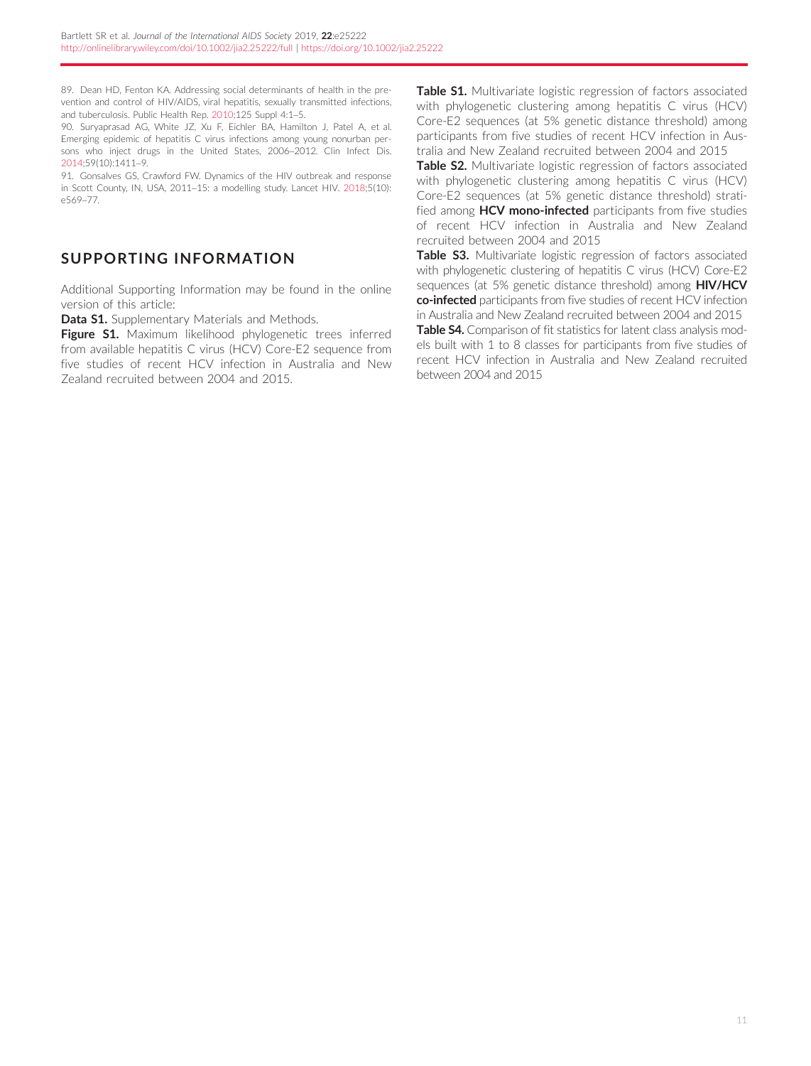89. Dean HD, Fenton KA. Addressing social determinants of health in the prevention and control of HIV/AIDS, viral hepatitis, sexually transmitted infections, and tuberculosis. Public Health Rep. 2010;125 Suppl 4:1–5.

90. Suryaprasad AG, White JZ, Xu F, Eichler BA, Hamilton J, Patel A, et al. Emerging epidemic of hepatitis C virus infections among young nonurban persons who inject drugs in the United States, 2006–2012. Clin Infect Dis. 2014;59(10):1411–9.

91. Gonsalves GS, Crawford FW. Dynamics of the HIV outbreak and response in Scott County, IN, USA, 2011–15: a modelling study. Lancet HIV. 2018;5(10): e569–77.

## SUPPORTING INFORMATION

Additional Supporting Information may be found in the online version of this article:

**Data S1.** Supplementary Materials and Methods.

**Figure S1.** Maximum likelihood phylogenetic trees inferred from available hepatitis C virus (HCV) Core-E2 sequence from five studies of recent HCV infection in Australia and New Zealand recruited between 2004 and 2015.

**Table S1.** Multivariate logistic regression of factors associated with phylogenetic clustering among hepatitis C virus (HCV) Core-E2 sequences (at 5% genetic distance threshold) among participants from five studies of recent HCV infection in Australia and New Zealand recruited between 2004 and 2015

**Table S2.** Multivariate logistic regression of factors associated with phylogenetic clustering among hepatitis C virus (HCV) Core-E2 sequences (at 5% genetic distance threshold) stratified among **HCV mono-infected** participants from five studies of recent HCV infection in Australia and New Zealand recruited between 2004 and 2015

**Table S3.** Multivariate logistic regression of factors associated with phylogenetic clustering of hepatitis C virus (HCV) Core-E2 sequences (at 5% genetic distance threshold) among **HIV/HCV co-infected** participants from five studies of recent HCV infection in Australia and New Zealand recruited between 2004 and 2015

**Table S4.** Comparison of fit statistics for latent class analysis models built with 1 to 8 classes for participants from five studies of recent HCV infection in Australia and New Zealand recruited between 2004 and 2015